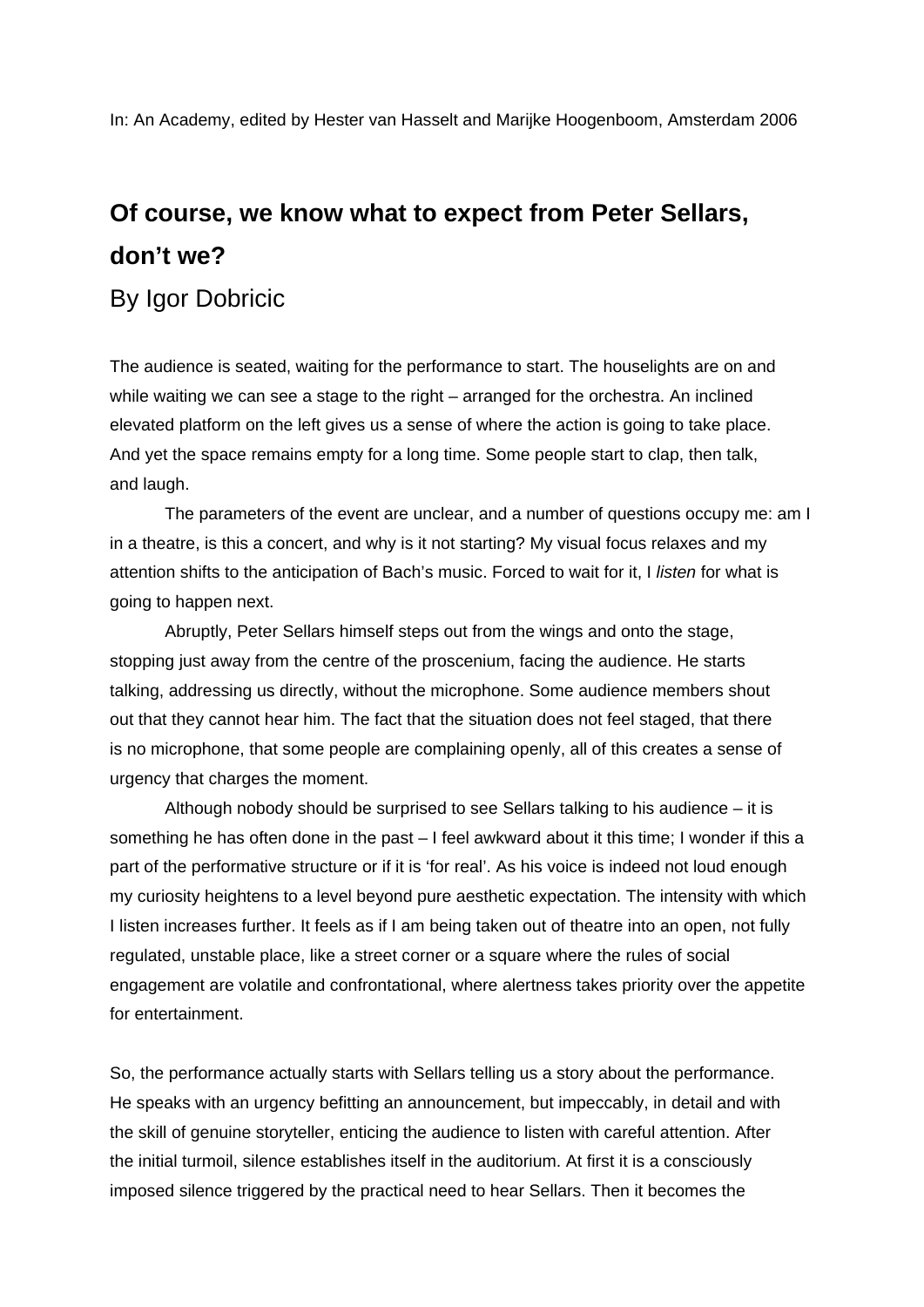In: An Academy, edited by Hester van Hasselt and Marijke Hoogenboom, Amsterdam 2006

# Of course, we know what to expect from Peter Sellars, don't we?

By Igor Dobricic

The audience is seated, waiting for the performance to start. The houselights are on and while waiting we can see a stage to the right – arranged for the orchestra. An inclined elevated platform on the left gives us a sense of where the action is going to take place. And yet the space remains empty for a long time. Some people start to clap, then talk, and laugh.

The parameters of the event are unclear, and a number of questions occupy me: am I in a theatre, is this a concert, and why is it not starting? My visual focus relaxes and my attention shifts to the anticipation of Bach's music. Forced to wait for it, I *listen* for what is going to happen next.

Abruptly, Peter Sellars himself steps out from the wings and onto the stage, stopping just away from the centre of the proscenium, facing the audience. He starts talking, addressing us directly, without the microphone. Some audience members shout out that they cannot hear him. The fact that the situation does not feel staged, that there is no microphone, that some people are complaining openly, all of this creates a sense of urgency that charges the moment.

Although nobody should be surprised to see Sellars talking to his audience – it is something he has often done in the past – I feel awkward about it this time; I wonder if this a part of the performative structure or if it is 'for real'. As his voice is indeed not loud enough my curiosity heightens to a level beyond pure aesthetic expectation. The intensity with which I listen increases further. It feels as if I am being taken out of theatre into an open, not fully regulated, unstable place, like a street corner or a square where the rules of social engagement are volatile and confrontational, where alertness takes priority over the appetite for entertainment.

So, the performance actually starts with Sellars telling us a story about the performance. He speaks with an urgency befitting an announcement, but impeccably, in detail and with the skill of genuine storyteller, enticing the audience to listen with careful attention. After the initial turmoil, silence establishes itself in the auditorium. At first it is a consciously imposed silence triggered by the practical need to hear Sellars. Then it becomes the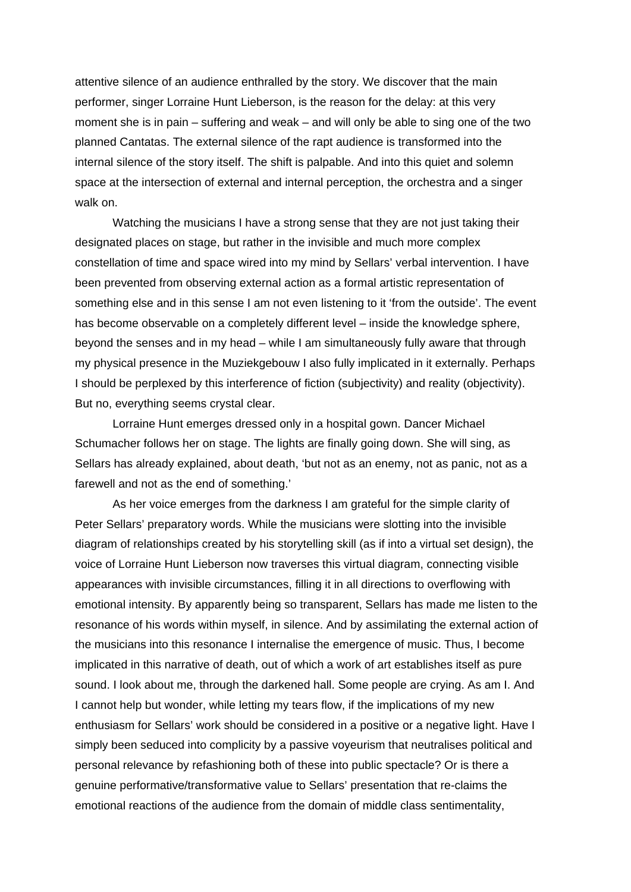attentive silence of an audience enthralled by the story. We discover that the main performer, singer Lorraine Hunt Lieberson, is the reason for the delay: at this very moment she is in pain – suffering and weak – and will only be able to sing one of the two planned Cantatas. The external silence of the rapt audience is transformed into the internal silence of the story itself. The shift is palpable. And into this quiet and solemn space at the intersection of external and internal perception, the orchestra and a singer walk on.

Watching the musicians I have a strong sense that they are not just taking their designated places on stage, but rather in the invisible and much more complex constellation of time and space wired into my mind by Sellars' verbal intervention. I have been prevented from observing external action as a formal artistic representation of something else and in this sense I am not even listening to it 'from the outside'. The event has become observable on a completely different level – inside the knowledge sphere, beyond the senses and in my head – while I am simultaneously fully aware that through my physical presence in the Muziekgebouw I also fully implicated in it externally. Perhaps I should be perplexed by this interference of fiction (subjectivity) and reality (objectivity). But no, everything seems crystal clear.

Lorraine Hunt emerges dressed only in a hospital gown. Dancer Michael Schumacher follows her on stage. The lights are finally going down. She will sing, as Sellars has already explained, about death, 'but not as an enemy, not as panic, not as a farewell and not as the end of something.'

As her voice emerges from the darkness I am grateful for the simple clarity of Peter Sellars' preparatory words. While the musicians were slotting into the invisible diagram of relationships created by his storytelling skill (as if into a virtual set design), the voice of Lorraine Hunt Lieberson now traverses this virtual diagram, connecting visible appearances with invisible circumstances, filling it in all directions to overflowing with emotional intensity. By apparently being so transparent, Sellars has made me listen to the resonance of his words within myself, in silence. And by assimilating the external action of the musicians into this resonance I internalise the emergence of music. Thus, I become implicated in this narrative of death, out of which a work of art establishes itself as pure sound. I look about me, through the darkened hall. Some people are crying. As am I. And I cannot help but wonder, while letting my tears flow, if the implications of my new enthusiasm for Sellars' work should be considered in a positive or a negative light. Have I simply been seduced into complicity by a passive voyeurism that neutralises political and personal relevance by refashioning both of these into public spectacle? Or is there a genuine performative/transformative value to Sellars' presentation that re-claims the emotional reactions of the audience from the domain of middle class sentimentality,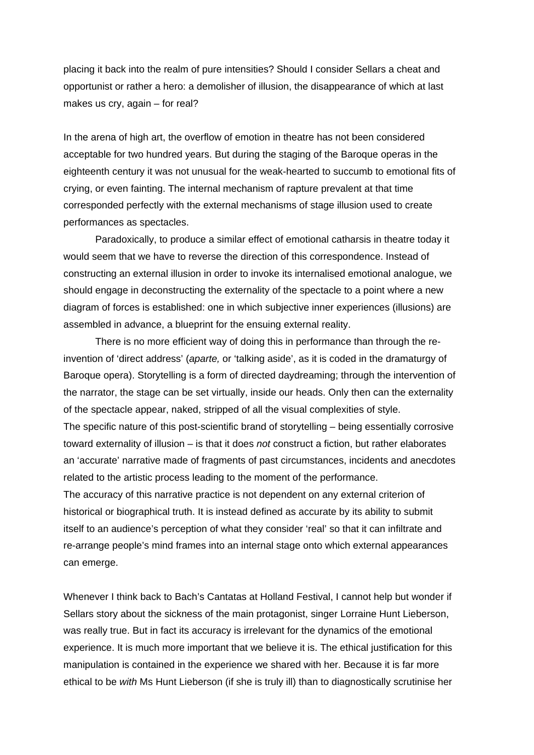placing it back into the realm of pure intensities? Should I consider Sellars a cheat and opportunist or rather a hero: a demolisher of illusion, the disappearance of which at last makes us cry, again – for real?

In the arena of high art, the overflow of emotion in theatre has not been considered acceptable for two hundred years. But during the staging of the Baroque operas in the eighteenth century it was not unusual for the weak-hearted to succumb to emotional fits of crying, or even fainting. The internal mechanism of rapture prevalent at that time corresponded perfectly with the external mechanisms of stage illusion used to create performances as spectacles.

Paradoxically, to produce a similar effect of emotional catharsis in theatre today it would seem that we have to reverse the direction of this correspondence. Instead of constructing an external illusion in order to invoke its internalised emotional analogue, we should engage in deconstructing the externality of the spectacle to a point where a new diagram of forces is established: one in which subjective inner experiences (illusions) are assembled in advance, a blueprint for the ensuing external reality.

There is no more efficient way of doing this in performance than through the re-invention of 'direct address' (*aparte,* or 'talking aside', as it is coded in the dramaturgy of Baroque opera). Storytelling is a form of directed daydreaming; through the intervention of the narrator, the stage can be set virtually, inside our heads. Only then can the externality of the spectacle appear, naked, stripped of all the visual complexities of style.

The specific nature of this post-scientific brand of storytelling – being essentially corrosive toward externality of illusion – is that it does *not* construct a fiction, but rather elaborates an 'accurate' narrative made of fragments of past circumstances, incidents and anecdotes related to the artistic process leading to the moment of the performance.

The accuracy of this narrative practice is not dependent on any external criterion of historical or biographical truth. It is instead defined as accurate by its ability to submit itself to an audience's perception of what they consider 'real' so that it can infiltrate and re-arrange people's mind frames into an internal stage onto which external appearances can emerge.

Whenever I think back to Bach's Cantatas at Holland Festival, I cannot help but wonder if Sellars story about the sickness of the main protagonist, singer Lorraine Hunt Lieberson, was really true. But in fact its accuracy is irrelevant for the dynamics of the emotional experience. It is much more important that we believe it is. The ethical justification for this manipulation is contained in the experience we shared with her. Because it is far more ethical to be *with* Ms Hunt Lieberson (if she is truly ill) than to diagnostically scrutinise her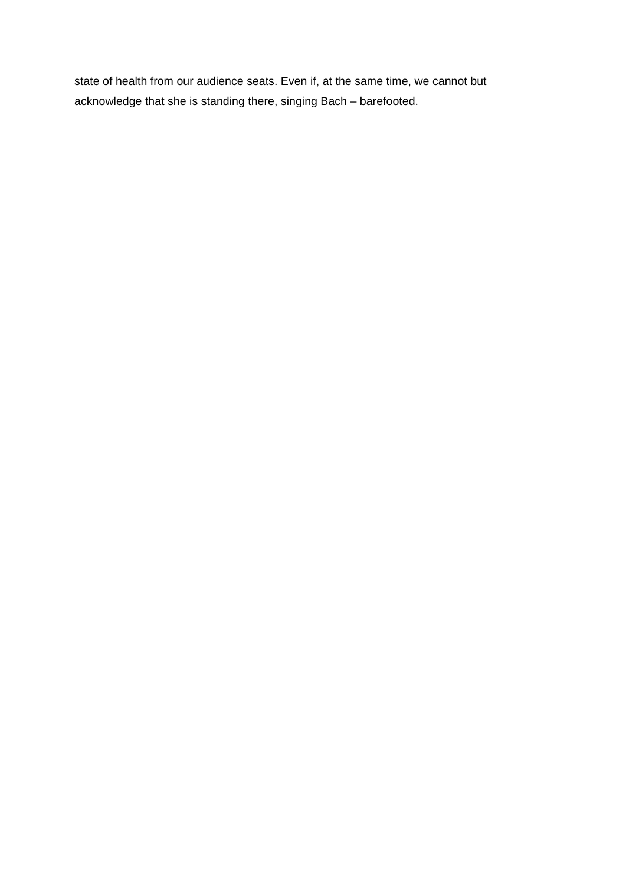state of health from our audience seats. Even if, at the same time, we cannot but acknowledge that she is standing there, singing Bach – barefooted.